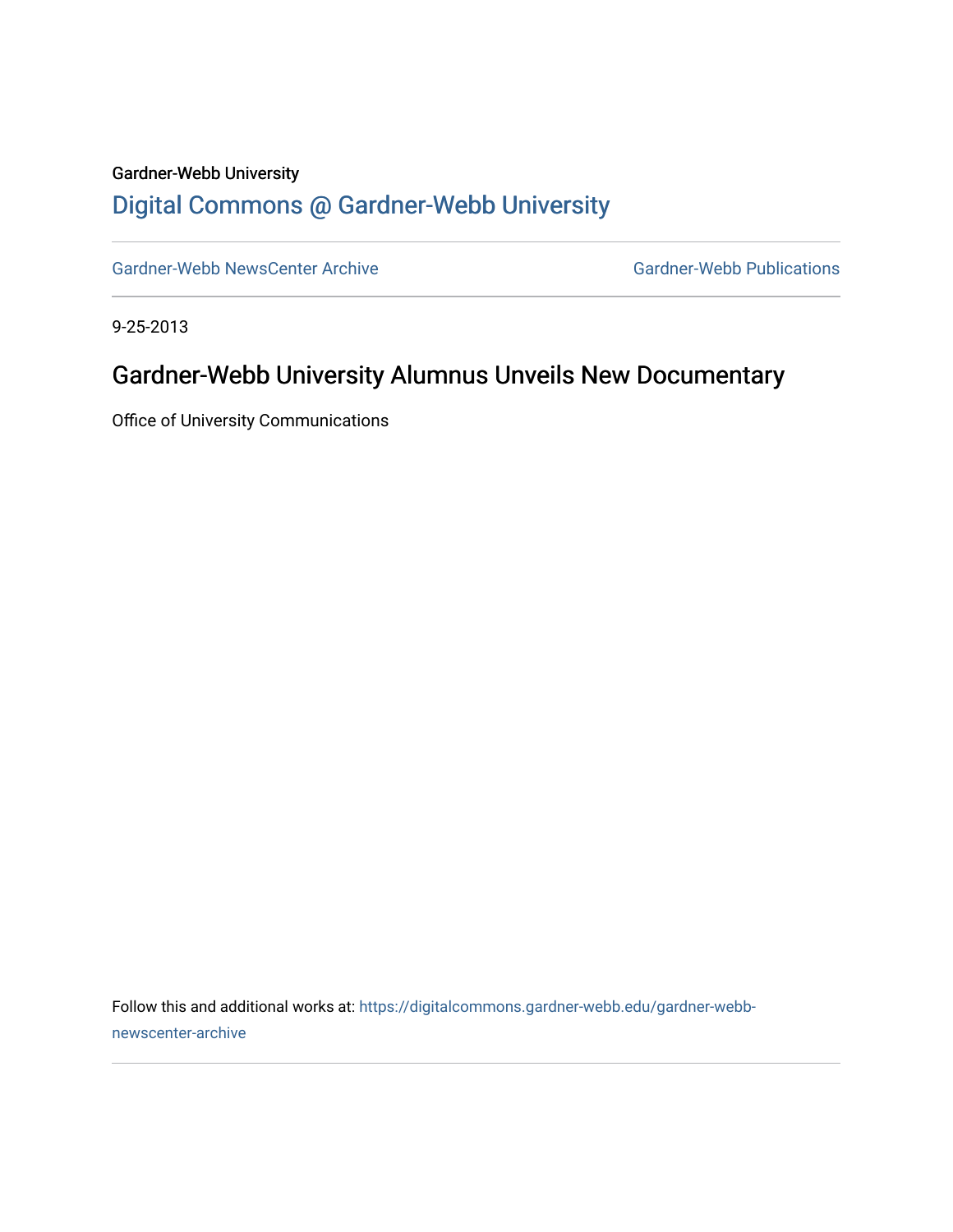Gardner-Webb University

# Digital Commons @ Gardner-Webb University

Gardner-Webb NewsCenter Archive | Gardner-Webb Publications

9-25-2013

## Gardner-Webb University Alumnus Unveils New Documentary

Office of University Communications

Follow this and additional works at: https://digitalcommons.gardner-webb.edu/gardner-webb-newscenter-archive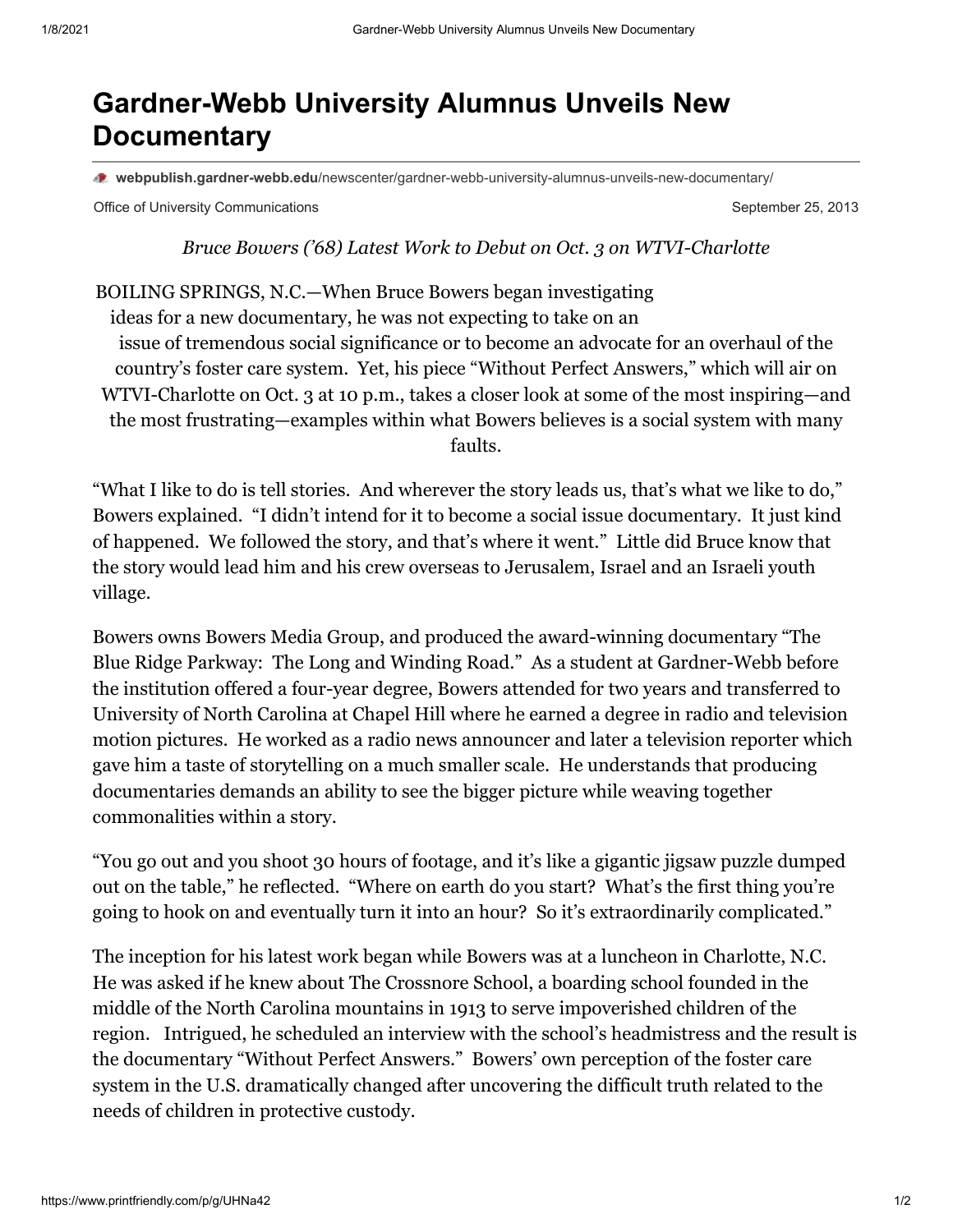# Gardner-Webb University Alumnus Unveils New Documentary

**webpublish.gardner-webb.edu**/newscenter/gardner-webb-university-alumnus-unveils-new-documentary/

Office of University Communications September 25, 2013

*Bruce Bowers ('68) Latest Work to Debut on Oct. 3 on WTVI-Charlotte*

BOILING SPRINGS, N.C.—When Bruce Bowers began investigating ideas for a new documentary, he was not expecting to take on an issue of tremendous social significance or to become an advocate for an overhaul of the country's foster care system. Yet, his piece "Without Perfect Answers," which will air on WTVI-Charlotte on Oct. 3 at 10 p.m., takes a closer look at some of the most inspiring—and the most frustrating—examples within what Bowers believes is a social system with many faults.

"What I like to do is tell stories. And wherever the story leads us, that's what we like to do," Bowers explained. "I didn't intend for it to become a social issue documentary. It just kind of happened. We followed the story, and that's where it went." Little did Bruce know that the story would lead him and his crew overseas to Jerusalem, Israel and an Israeli youth village.

Bowers owns Bowers Media Group, and produced the award-winning documentary "The Blue Ridge Parkway: The Long and Winding Road." As a student at Gardner-Webb before the institution offered a four-year degree, Bowers attended for two years and transferred to University of North Carolina at Chapel Hill where he earned a degree in radio and television motion pictures. He worked as a radio news announcer and later a television reporter which gave him a taste of storytelling on a much smaller scale. He understands that producing documentaries demands an ability to see the bigger picture while weaving together commonalities within a story.

"You go out and you shoot 30 hours of footage, and it's like a gigantic jigsaw puzzle dumped out on the table," he reflected. "Where on earth do you start? What's the first thing you're going to hook on and eventually turn it into an hour? So it's extraordinarily complicated."

The inception for his latest work began while Bowers was at a luncheon in Charlotte, N.C. He was asked if he knew about The Crossnore School, a boarding school founded in the middle of the North Carolina mountains in 1913 to serve impoverished children of the region. Intrigued, he scheduled an interview with the school's headmistress and the result is the documentary "Without Perfect Answers." Bowers' own perception of the foster care system in the U.S. dramatically changed after uncovering the difficult truth related to the needs of children in protective custody.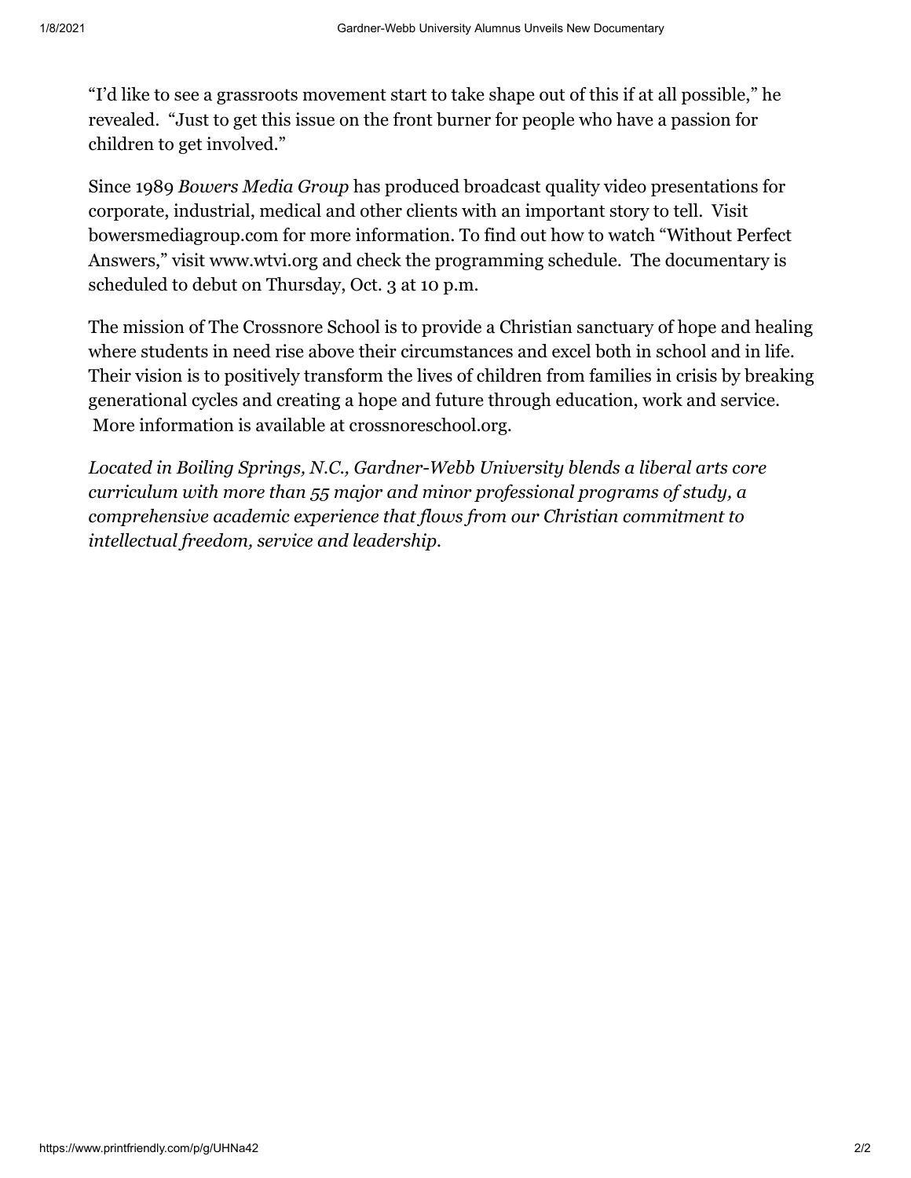"I'd like to see a grassroots movement start to take shape out of this if at all possible," he revealed. "Just to get this issue on the front burner for people who have a passion for children to get involved."

Since 1989 *Bowers Media Group* has produced broadcast quality video presentations for corporate, industrial, medical and other clients with an important story to tell. Visit bowersmediagroup.com for more information. To find out how to watch "Without Perfect Answers," visit www.wtvi.org and check the programming schedule. The documentary is scheduled to debut on Thursday, Oct. 3 at 10 p.m.

The mission of The Crossnore School is to provide a Christian sanctuary of hope and healing where students in need rise above their circumstances and excel both in school and in life. Their vision is to positively transform the lives of children from families in crisis by breaking generational cycles and creating a hope and future through education, work and service. More information is available at crossnoreschool.org.

*Located in Boiling Springs, N.C., Gardner-Webb University blends a liberal arts core curriculum with more than 55 major and minor professional programs of study, a comprehensive academic experience that flows from our Christian commitment to intellectual freedom, service and leadership.*